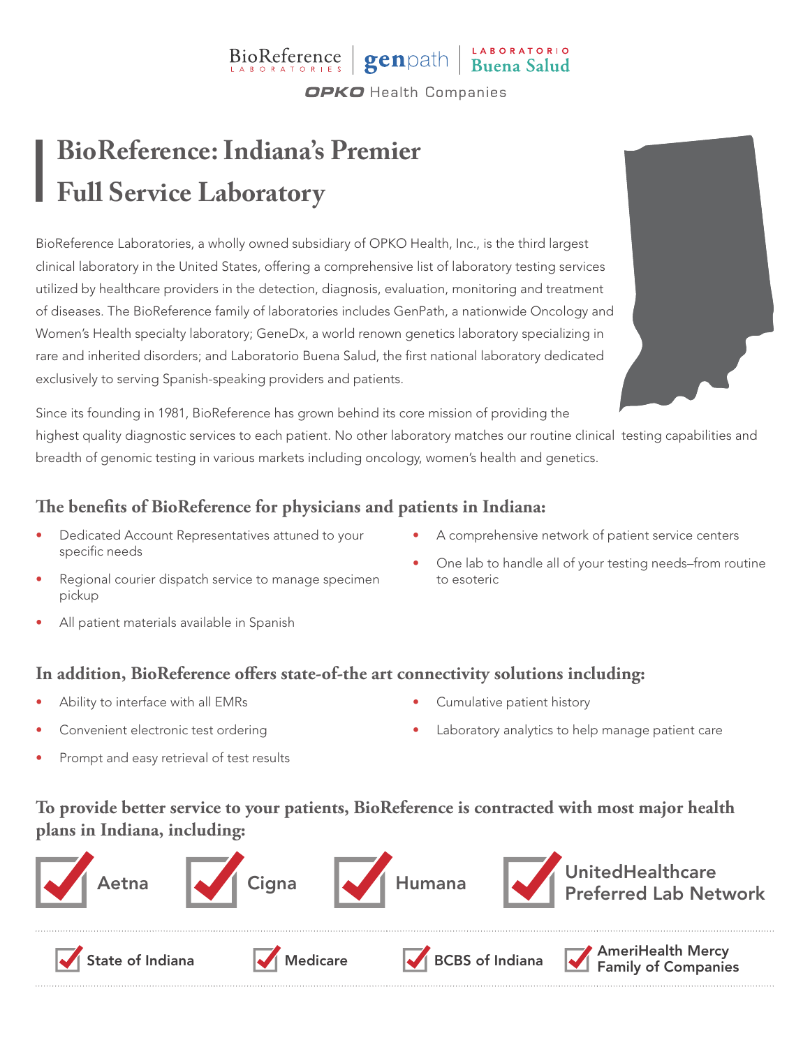BioReference LABORATORIES | genpath | LABORATORIO Buena Salud

OPKO Health Companies

# BioReference: Indiana's Premier Full Service Laboratory

BioReference Laboratories, a wholly owned subsidiary of OPKO Health, Inc., is the third largest clinical laboratory in the United States, offering a comprehensive list of laboratory testing services utilized by healthcare providers in the detection, diagnosis, evaluation, monitoring and treatment of diseases. The BioReference family of laboratories includes GenPath, a nationwide Oncology and Women's Health specialty laboratory; GeneDx, a world renown genetics laboratory specializing in rare and inherited disorders; and Laboratorio Buena Salud, the first national laboratory dedicated exclusively to serving Spanish-speaking providers and patients.

Since its founding in 1981, BioReference has grown behind its core mission of providing the highest quality diagnostic services to each patient. No other laboratory matches our routine clinical testing capabilities and breadth of genomic testing in various markets including oncology, women's health and genetics.

## The benefits of BioReference for physicians and patients in Indiana:

- Dedicated Account Representatives attuned to your specific needs
- Regional courier dispatch service to manage specimen pickup
- All patient materials available in Spanish
- A comprehensive network of patient service centers
- One lab to handle all of your testing needs–from routine to esoteric

## In addition, BioReference offers state-of-the art connectivity solutions including:

- Ability to interface with all EMRs
- Convenient electronic test ordering
- Prompt and easy retrieval of test results
- Cumulative patient history
- Laboratory analytics to help manage patient care

## To provide better service to your patients, BioReference is contracted with most major health plans in Indiana, including:

- ✓ Aetna
- ✓ Cigna
- ✓ Humana
- ✓ UnitedHealthcare Preferred Lab Network
- ✓ State of Indiana
- ✓ Medicare
- ✓ BCBS of Indiana
- ✓ AmeriHealth Mercy Family of Companies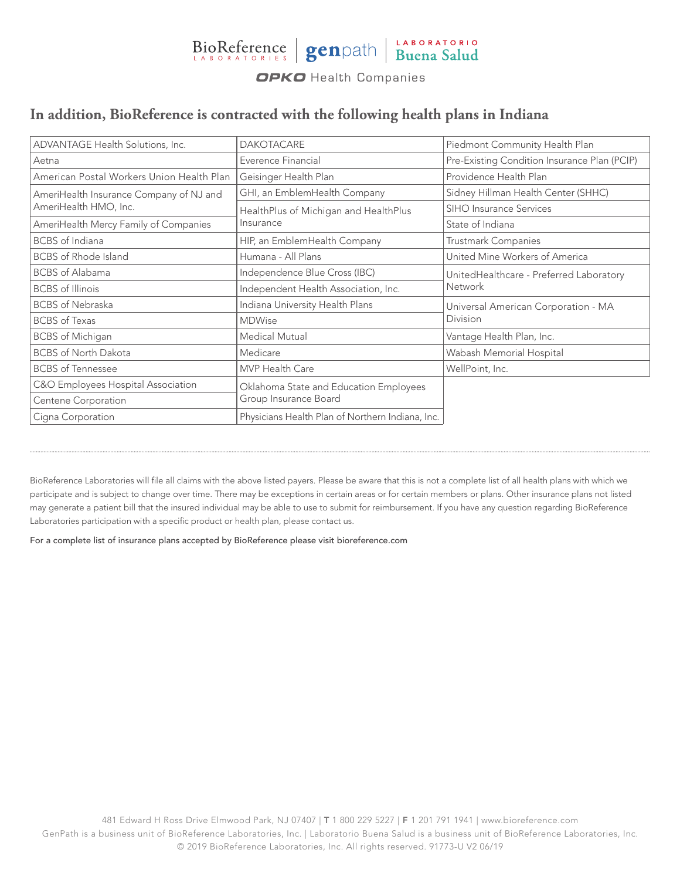BioReference LABORATORIES | genpath | LABORATORIO Buena Salud

OPKO Health Companies

## In addition, BioReference is contracted with the following health plans in Indiana

| | | |
|---|---|---|
| ADVANTAGE Health Solutions, Inc. | DAKOTACARE | Piedmont Community Health Plan |
| Aetna | Everence Financial | Pre-Existing Condition Insurance Plan (PCIP) |
| American Postal Workers Union Health Plan | Geisinger Health Plan | Providence Health Plan |
| AmeriHealth Insurance Company of NJ and AmeriHealth HMO, Inc. | GHI, an EmblemHealth Company | Sidney Hillman Health Center (SHHC) |
| | HealthPlus of Michigan and HealthPlus Insurance | SIHO Insurance Services |
| AmeriHealth Mercy Family of Companies | | State of Indiana |
| BCBS of Indiana | HIP, an EmblemHealth Company | Trustmark Companies |
| BCBS of Rhode Island | Humana - All Plans | United Mine Workers of America |
| BCBS of Alabama | Independence Blue Cross (IBC) | UnitedHealthcare - Preferred Laboratory Network |
| BCBS of Illinois | Independent Health Association, Inc. | |
| BCBS of Nebraska | Indiana University Health Plans | Universal American Corporation - MA Division |
| BCBS of Texas | MDWise | |
| BCBS of Michigan | Medical Mutual | Vantage Health Plan, Inc. |
| BCBS of North Dakota | Medicare | Wabash Memorial Hospital |
| BCBS of Tennessee | MVP Health Care | WellPoint, Inc. |
| C&O Employees Hospital Association | Oklahoma State and Education Employees Group Insurance Board | |
| Centene Corporation | | |
| Cigna Corporation | Physicians Health Plan of Northern Indiana, Inc. | |

BioReference Laboratories will file all claims with the above listed payers. Please be aware that this is not a complete list of all health plans with which we participate and is subject to change over time. There may be exceptions in certain areas or for certain members or plans. Other insurance plans not listed may generate a patient bill that the insured individual may be able to use to submit for reimbursement. If you have any question regarding BioReference Laboratories participation with a specific product or health plan, please contact us.

For a complete list of insurance plans accepted by BioReference please visit bioreference.com

481 Edward H Ross Drive Elmwood Park, NJ 07407 | **T** 1 800 229 5227 | **F** 1 201 791 1941 | www.bioreference.com
GenPath is a business unit of BioReference Laboratories, Inc. | Laboratorio Buena Salud is a business unit of BioReference Laboratories, Inc.
© 2019 BioReference Laboratories, Inc. All rights reserved. 91773-U V2 06/19